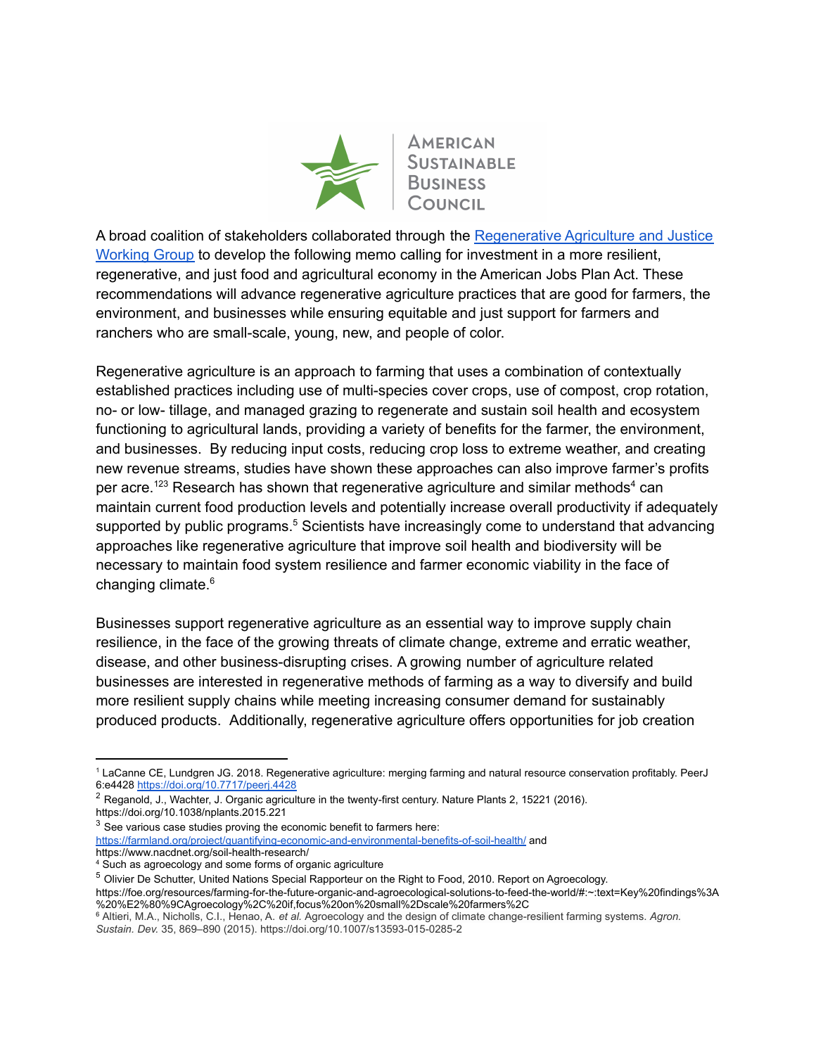A broad coalition of stakeholders collaborated through the [Regenerative Agriculture and Justice Working Group](#) to develop the following memo calling for investment in a more resilient, regenerative, and just food and agricultural economy in the American Jobs Plan Act. These recommendations will advance regenerative agriculture practices that are good for farmers, the environment, and businesses while ensuring equitable and just support for farmers and ranchers who are small-scale, young, new, and people of color.

Regenerative agriculture is an approach to farming that uses a combination of contextually established practices including use of multi-species cover crops, use of compost, crop rotation, no- or low- tillage, and managed grazing to regenerate and sustain soil health and ecosystem functioning to agricultural lands, providing a variety of benefits for the farmer, the environment, and businesses. By reducing input costs, reducing crop loss to extreme weather, and creating new revenue streams, studies have shown these approaches can also improve farmer's profits per acre.[1][2][3] Research has shown that regenerative agriculture and similar methods[4] can maintain current food production levels and potentially increase overall productivity if adequately supported by public programs.[5] Scientists have increasingly come to understand that advancing approaches like regenerative agriculture that improve soil health and biodiversity will be necessary to maintain food system resilience and farmer economic viability in the face of changing climate.[6]

Businesses support regenerative agriculture as an essential way to improve supply chain resilience, in the face of the growing threats of climate change, extreme and erratic weather, disease, and other business-disrupting crises. A growing number of agriculture related businesses are interested in regenerative methods of farming as a way to diversify and build more resilient supply chains while meeting increasing consumer demand for sustainably produced products. Additionally, regenerative agriculture offers opportunities for job creation

---

[1] LaCanne CE, Lundgren JG. 2018. Regenerative agriculture: merging farming and natural resource conservation profitably. PeerJ 6:e4428 https://doi.org/10.7717/peerj.4428

[2] Reganold, J., Wachter, J. Organic agriculture in the twenty-first century. Nature Plants 2, 15221 (2016). https://doi.org/10.1038/nplants.2015.221

[3] See various case studies proving the economic benefit to farmers here: https://farmland.org/project/quantifying-economic-and-environmental-benefits-of-soil-health/ and https://www.nacdnet.org/soil-health-research/

[4] Such as agroecology and some forms of organic agriculture

[5] Olivier De Schutter, United Nations Special Rapporteur on the Right to Food, 2010. Report on Agroecology. https://foe.org/resources/farming-for-the-future-organic-and-agroecological-solutions-to-feed-the-world/#:~:text=Key%20findings%3A%20%E2%80%9CAgroecology%2C%20if,focus%20on%20small%2Dscale%20farmers%2C

[6] Altieri, M.A., Nicholls, C.I., Henao, A. *et al.* Agroecology and the design of climate change-resilient farming systems. *Agron. Sustain. Dev.* 35, 869–890 (2015). https://doi.org/10.1007/s13593-015-0285-2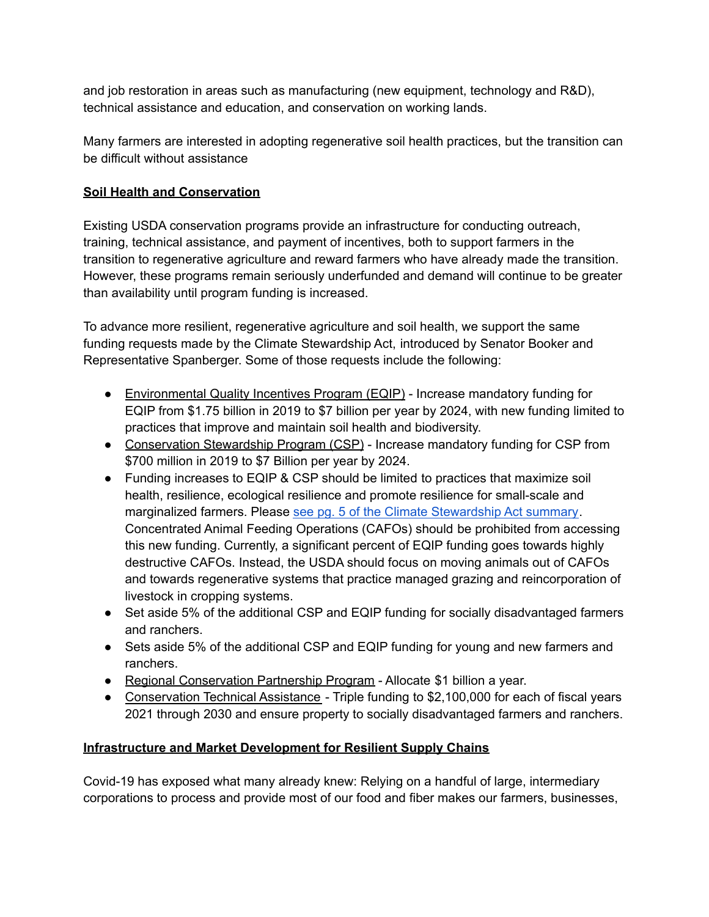and job restoration in areas such as manufacturing (new equipment, technology and R&D), technical assistance and education, and conservation on working lands.

Many farmers are interested in adopting regenerative soil health practices, but the transition can be difficult without assistance

## Soil Health and Conservation

Existing USDA conservation programs provide an infrastructure for conducting outreach, training, technical assistance, and payment of incentives, both to support farmers in the transition to regenerative agriculture and reward farmers who have already made the transition. However, these programs remain seriously underfunded and demand will continue to be greater than availability until program funding is increased.

To advance more resilient, regenerative agriculture and soil health, we support the same funding requests made by the Climate Stewardship Act, introduced by Senator Booker and Representative Spanberger. Some of those requests include the following:

- Environmental Quality Incentives Program (EQIP) - Increase mandatory funding for EQIP from $1.75 billion in 2019 to $7 billion per year by 2024, with new funding limited to practices that improve and maintain soil health and biodiversity.
- Conservation Stewardship Program (CSP) - Increase mandatory funding for CSP from $700 million in 2019 to $7 Billion per year by 2024.
- Funding increases to EQIP & CSP should be limited to practices that maximize soil health, resilience, ecological resilience and promote resilience for small-scale and marginalized farmers. Please see pg. 5 of the Climate Stewardship Act summary. Concentrated Animal Feeding Operations (CAFOs) should be prohibited from accessing this new funding. Currently, a significant percent of EQIP funding goes towards highly destructive CAFOs. Instead, the USDA should focus on moving animals out of CAFOs and towards regenerative systems that practice managed grazing and reincorporation of livestock in cropping systems.
- Set aside 5% of the additional CSP and EQIP funding for socially disadvantaged farmers and ranchers.
- Sets aside 5% of the additional CSP and EQIP funding for young and new farmers and ranchers.
- Regional Conservation Partnership Program - Allocate $1 billion a year.
- Conservation Technical Assistance - Triple funding to $2,100,000 for each of fiscal years 2021 through 2030 and ensure property to socially disadvantaged farmers and ranchers.

## Infrastructure and Market Development for Resilient Supply Chains

Covid-19 has exposed what many already knew: Relying on a handful of large, intermediary corporations to process and provide most of our food and fiber makes our farmers, businesses,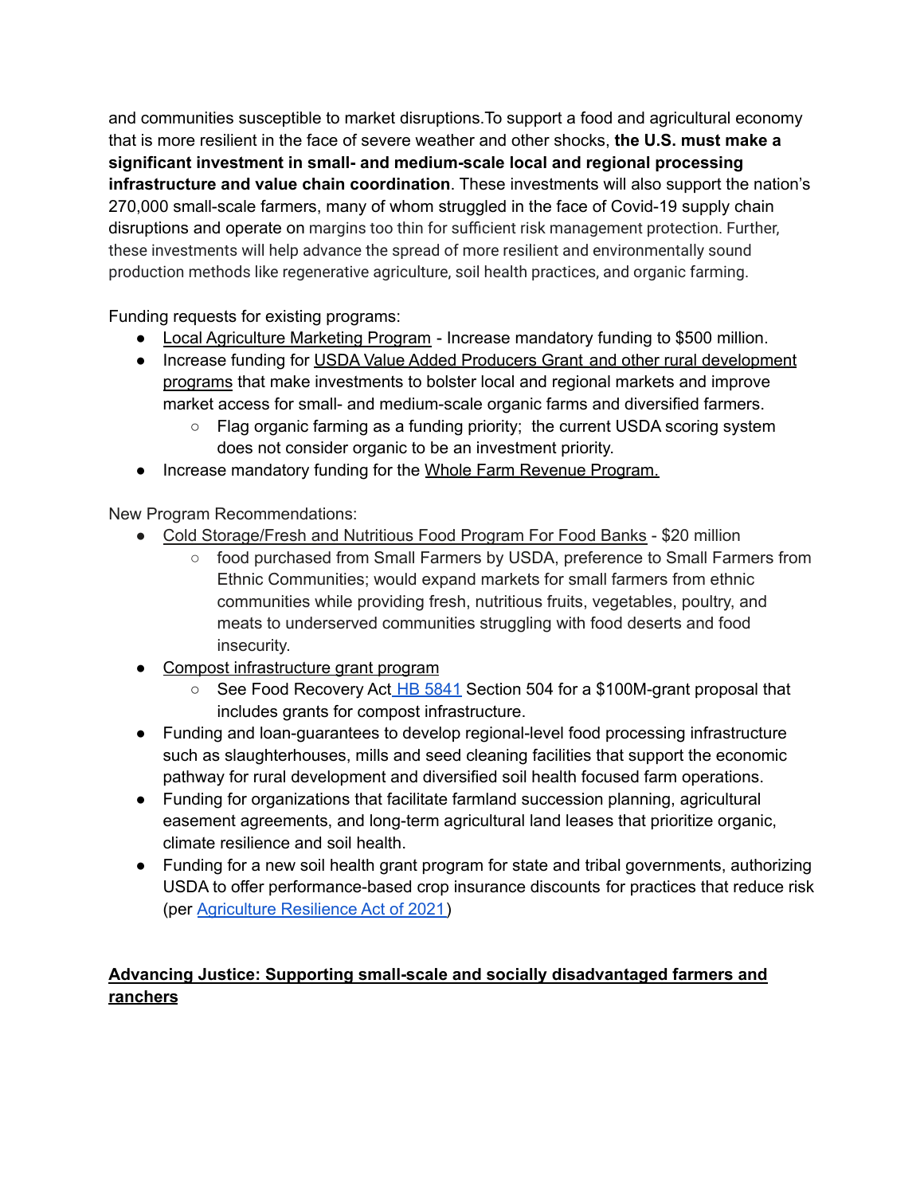and communities susceptible to market disruptions.To support a food and agricultural economy that is more resilient in the face of severe weather and other shocks, **the U.S. must make a significant investment in small- and medium-scale local and regional processing infrastructure and value chain coordination**. These investments will also support the nation's 270,000 small-scale farmers, many of whom struggled in the face of Covid-19 supply chain disruptions and operate on margins too thin for sufficient risk management protection. Further, these investments will help advance the spread of more resilient and environmentally sound production methods like regenerative agriculture, soil health practices, and organic farming.

Funding requests for existing programs:

- Local Agriculture Marketing Program - Increase mandatory funding to $500 million.
- Increase funding for USDA Value Added Producers Grant and other rural development programs that make investments to bolster local and regional markets and improve market access for small- and medium-scale organic farms and diversified farmers.
    - Flag organic farming as a funding priority; the current USDA scoring system does not consider organic to be an investment priority.
- Increase mandatory funding for the Whole Farm Revenue Program.

New Program Recommendations:

- Cold Storage/Fresh and Nutritious Food Program For Food Banks - $20 million
    - food purchased from Small Farmers by USDA, preference to Small Farmers from Ethnic Communities; would expand markets for small farmers from ethnic communities while providing fresh, nutritious fruits, vegetables, poultry, and meats to underserved communities struggling with food deserts and food insecurity.
- Compost infrastructure grant program
    - See Food Recovery Act HB 5841 Section 504 for a $100M-grant proposal that includes grants for compost infrastructure.
- Funding and loan-guarantees to develop regional-level food processing infrastructure such as slaughterhouses, mills and seed cleaning facilities that support the economic pathway for rural development and diversified soil health focused farm operations.
- Funding for organizations that facilitate farmland succession planning, agricultural easement agreements, and long-term agricultural land leases that prioritize organic, climate resilience and soil health.
- Funding for a new soil health grant program for state and tribal governments, authorizing USDA to offer performance-based crop insurance discounts for practices that reduce risk (per Agriculture Resilience Act of 2021)

## **Advancing Justice: Supporting small-scale and socially disadvantaged farmers and ranchers**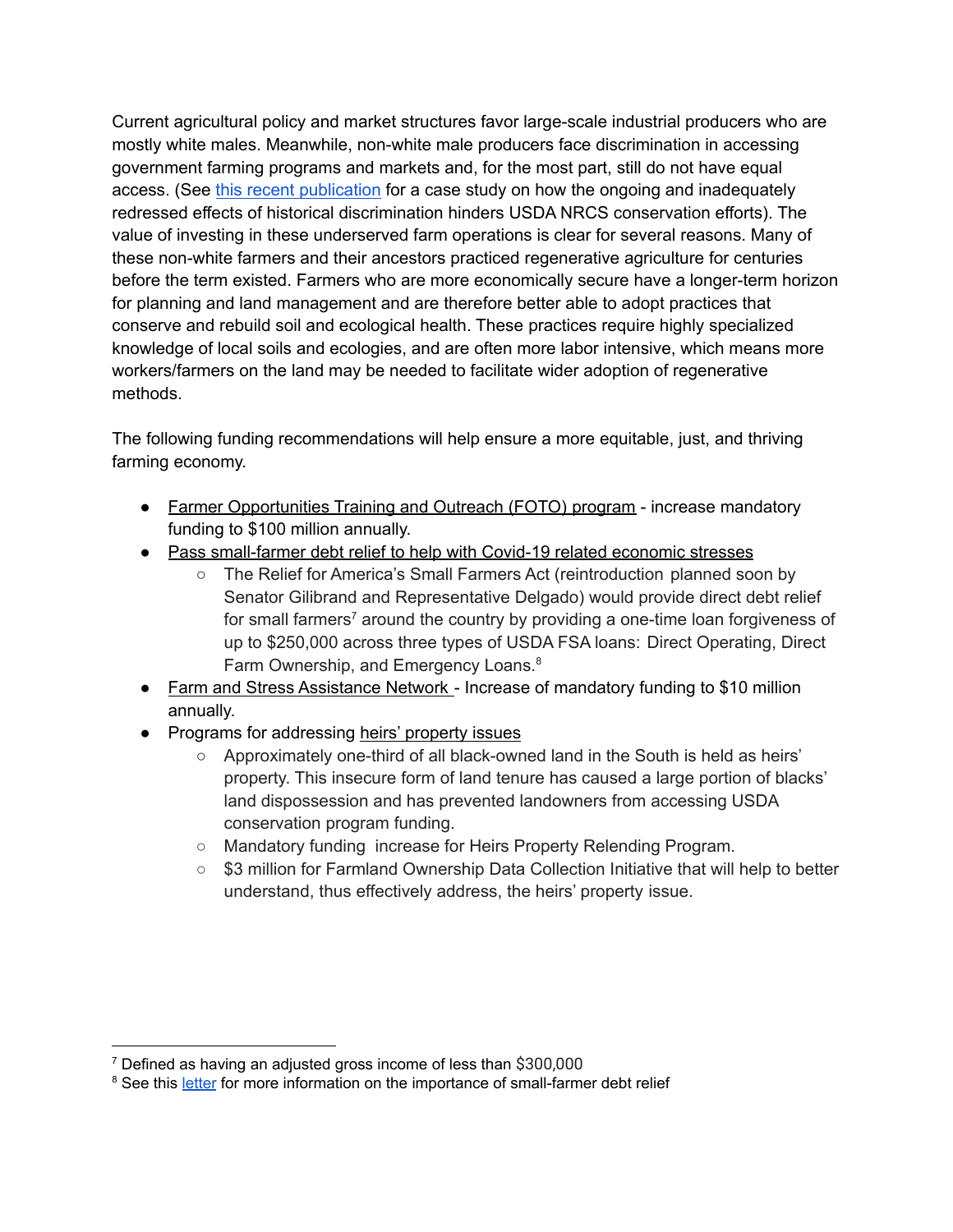Current agricultural policy and market structures favor large-scale industrial producers who are mostly white males. Meanwhile, non-white male producers face discrimination in accessing government farming programs and markets and, for the most part, still do not have equal access. (See this recent publication for a case study on how the ongoing and inadequately redressed effects of historical discrimination hinders USDA NRCS conservation efforts). The value of investing in these underserved farm operations is clear for several reasons. Many of these non-white farmers and their ancestors practiced regenerative agriculture for centuries before the term existed. Farmers who are more economically secure have a longer-term horizon for planning and land management and are therefore better able to adopt practices that conserve and rebuild soil and ecological health. These practices require highly specialized knowledge of local soils and ecologies, and are often more labor intensive, which means more workers/farmers on the land may be needed to facilitate wider adoption of regenerative methods.

The following funding recommendations will help ensure a more equitable, just, and thriving farming economy.

- Farmer Opportunities Training and Outreach (FOTO) program - increase mandatory funding to $100 million annually.
- Pass small-farmer debt relief to help with Covid-19 related economic stresses
  - The Relief for America's Small Farmers Act (reintroduction planned soon by Senator Gilibrand and Representative Delgado) would provide direct debt relief for small farmers[7] around the country by providing a one-time loan forgiveness of up to $250,000 across three types of USDA FSA loans: Direct Operating, Direct Farm Ownership, and Emergency Loans.[8]
- Farm and Stress Assistance Network - Increase of mandatory funding to $10 million annually.
- Programs for addressing heirs' property issues
  - Approximately one-third of all black-owned land in the South is held as heirs' property. This insecure form of land tenure has caused a large portion of blacks' land dispossession and has prevented landowners from accessing USDA conservation program funding.
  - Mandatory funding increase for Heirs Property Relending Program.
  - $3 million for Farmland Ownership Data Collection Initiative that will help to better understand, thus effectively address, the heirs' property issue.

---

[7] Defined as having an adjusted gross income of less than $300,000

[8] See this letter for more information on the importance of small-farmer debt relief